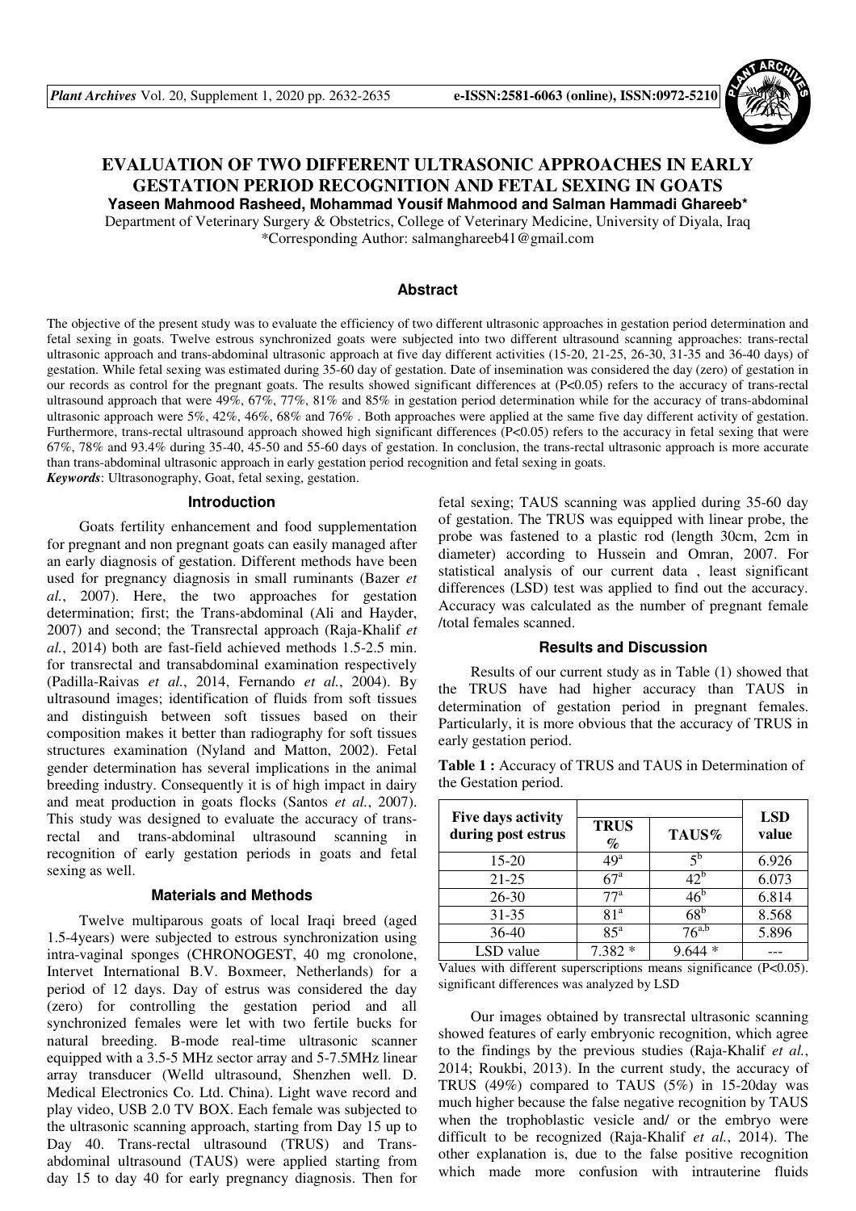# EVALUATION OF TWO DIFFERENT ULTRASONIC APPROACHES IN EARLY GESTATION PERIOD RECOGNITION AND FETAL SEXING IN GOATS

**Yaseen Mahmood Rasheed, Mohammad Yousif Mahmood and Salman Hammadi Ghareeb***

Department of Veterinary Surgery & Obstetrics, College of Veterinary Medicine, University of Diyala, Iraq

*Corresponding Author: salmanghareeb41@gmail.com

## Abstract

The objective of the present study was to evaluate the efficiency of two different ultrasonic approaches in gestation period determination and fetal sexing in goats. Twelve estrous synchronized goats were subjected into two different ultrasound scanning approaches: trans-rectal ultrasonic approach and trans-abdominal ultrasonic approach at five day different activities (15-20, 21-25, 26-30, 31-35 and 36-40 days) of gestation. While fetal sexing was estimated during 35-60 day of gestation. Date of insemination was considered the day (zero) of gestation in our records as control for the pregnant goats. The results showed significant differences at (P<0.05) refers to the accuracy of trans-rectal ultrasound approach that were 49%, 67%, 77%, 81% and 85% in gestation period determination while for the accuracy of trans-abdominal ultrasonic approach were 5%, 42%, 46%, 68% and 76% . Both approaches were applied at the same five day different activity of gestation. Furthermore, trans-rectal ultrasound approach showed high significant differences (P<0.05) refers to the accuracy in fetal sexing that were 67%, 78% and 93.4% during 35-40, 45-50 and 55-60 days of gestation. In conclusion, the trans-rectal ultrasonic approach is more accurate than trans-abdominal ultrasonic approach in early gestation period recognition and fetal sexing in goats.

***Keywords***: Ultrasonography, Goat, fetal sexing, gestation.

## Introduction

Goats fertility enhancement and food supplementation for pregnant and non pregnant goats can easily managed after an early diagnosis of gestation. Different methods have been used for pregnancy diagnosis in small ruminants (Bazer *et al.*, 2007). Here, the two approaches for gestation determination; first; the Trans-abdominal (Ali and Hayder, 2007) and second; the Transrectal approach (Raja-Khalif *et al.*, 2014) both are fast-field achieved methods 1.5-2.5 min. for transrectal and transabdominal examination respectively (Padilla-Raivas *et al.*, 2014, Fernando *et al.*, 2004). By ultrasound images; identification of fluids from soft tissues and distinguish between soft tissues based on their composition makes it better than radiography for soft tissues structures examination (Nyland and Matton, 2002). Fetal gender determination has several implications in the animal breeding industry. Consequently it is of high impact in dairy and meat production in goats flocks (Santos *et al.*, 2007). This study was designed to evaluate the accuracy of trans-rectal and trans-abdominal ultrasound scanning in recognition of early gestation periods in goats and fetal sexing as well.

## Materials and Methods

Twelve multiparous goats of local Iraqi breed (aged 1.5-4years) were subjected to estrous synchronization using intra-vaginal sponges (CHRONOGEST, 40 mg cronolone, Intervet International B.V. Boxmeer, Netherlands) for a period of 12 days. Day of estrus was considered the day (zero) for controlling the gestation period and all synchronized females were let with two fertile bucks for natural breeding. B-mode real-time ultrasonic scanner equipped with a 3.5-5 MHz sector array and 5-7.5MHz linear array transducer (Welld ultrasound, Shenzhen well. D. Medical Electronics Co. Ltd. China). Light wave record and play video, USB 2.0 TV BOX. Each female was subjected to the ultrasonic scanning approach, starting from Day 15 up to Day 40. Trans-rectal ultrasound (TRUS) and Trans-abdominal ultrasound (TAUS) were applied starting from day 15 to day 40 for early pregnancy diagnosis. Then for fetal sexing; TAUS scanning was applied during 35-60 day of gestation. The TRUS was equipped with linear probe, the probe was fastened to a plastic rod (length 30cm, 2cm in diameter) according to Hussein and Omran, 2007. For statistical analysis of our current data , least significant differences (LSD) test was applied to find out the accuracy. Accuracy was calculated as the number of pregnant female /total females scanned.

## Results and Discussion

Results of our current study as in Table (1) showed that the TRUS have had higher accuracy than TAUS in determination of gestation period in pregnant females. Particularly, it is more obvious that the accuracy of TRUS in early gestation period.

**Table 1 :** Accuracy of TRUS and TAUS in Determination of the Gestation period.

| Five days activity during post estrus | TRUS % | TAUS% | LSD value |
|---|---|---|---|
| 15-20 | $49^{a}$ | $5^{b}$ | 6.926 |
| 21-25 | $67^{a}$ | $42^{b}$ | 6.073 |
| 26-30 | $77^{a}$ | $46^{b}$ | 6.814 |
| 31-35 | $81^{a}$ | $68^{b}$ | 8.568 |
| 36-40 | $85^{a}$ | $76^{a,b}$ | 5.896 |
| LSD value | 7.382 * | 9.644 * | --- |

Values with different superscriptions means significance (P<0.05). significant differences was analyzed by LSD

Our images obtained by transrectal ultrasonic scanning showed features of early embryonic recognition, which agree to the findings by the previous studies (Raja-Khalif *et al.*, 2014; Roukbi, 2013). In the current study, the accuracy of TRUS (49%) compared to TAUS (5%) in 15-20day was much higher because the false negative recognition by TAUS when the trophoblastic vesicle and/ or the embryo were difficult to be recognized (Raja-Khalif *et al.*, 2014). The other explanation is, due to the false positive recognition which made more confusion with intrauterine fluids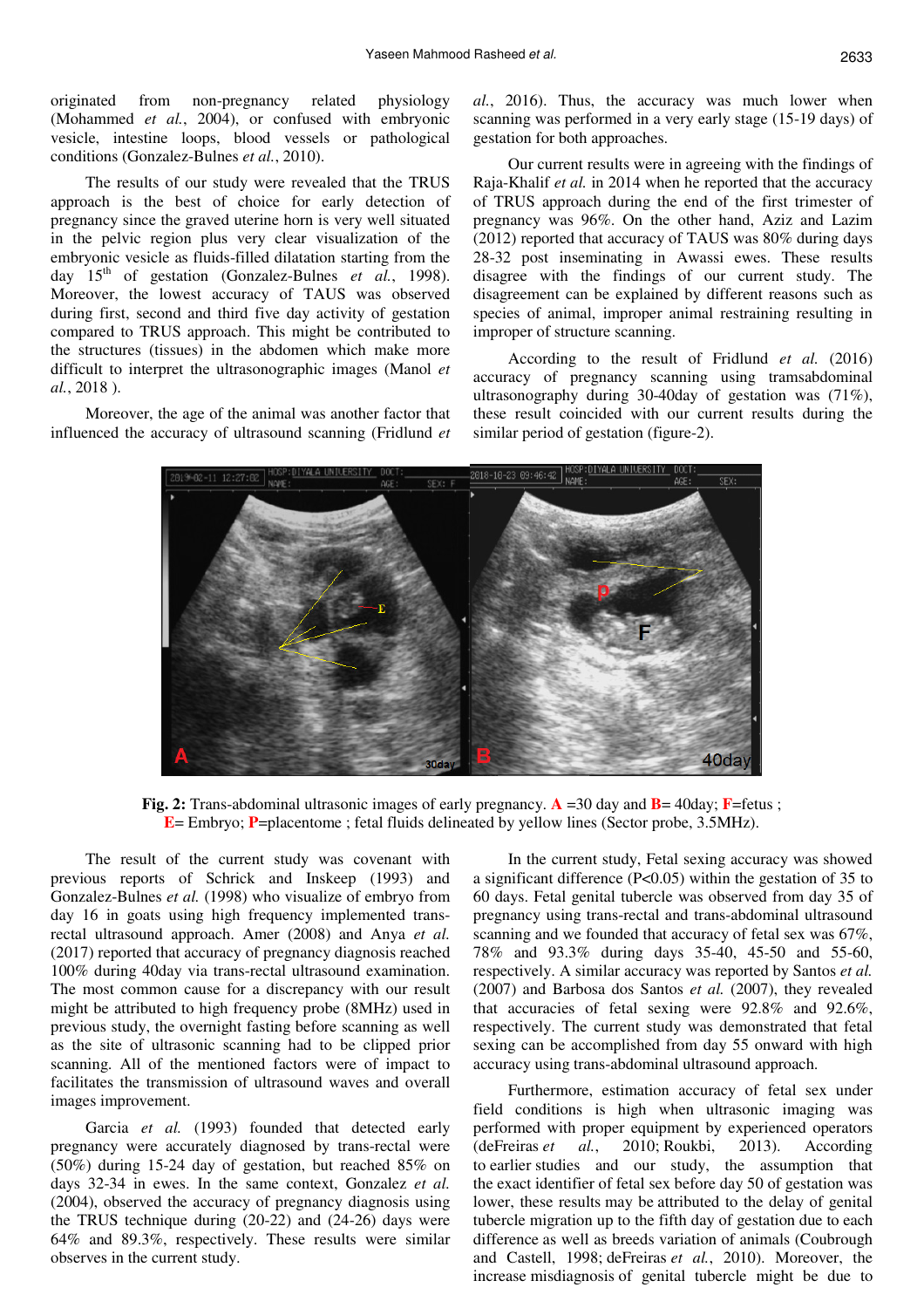originated from non-pregnancy related physiology (Mohammed *et al.*, 2004), or confused with embryonic vesicle, intestine loops, blood vessels or pathological conditions (Gonzalez-Bulnes *et al.*, 2010).

The results of our study were revealed that the TRUS approach is the best of choice for early detection of pregnancy since the graved uterine horn is very well situated in the pelvic region plus very clear visualization of the embryonic vesicle as fluids-filled dilatation starting from the day 15th of gestation (Gonzalez-Bulnes *et al.*, 1998). Moreover, the lowest accuracy of TAUS was observed during first, second and third five day activity of gestation compared to TRUS approach. This might be contributed to the structures (tissues) in the abdomen which make more difficult to interpret the ultrasonographic images (Manol *et al.*, 2018 ).

Moreover, the age of the animal was another factor that influenced the accuracy of ultrasound scanning (Fridlund *et al.*, 2016). Thus, the accuracy was much lower when scanning was performed in a very early stage (15-19 days) of gestation for both approaches.

Our current results were in agreeing with the findings of Raja-Khalif *et al.* in 2014 when he reported that the accuracy of TRUS approach during the end of the first trimester of pregnancy was 96%. On the other hand, Aziz and Lazim (2012) reported that accuracy of TAUS was 80% during days 28-32 post inseminating in Awassi ewes. These results disagree with the findings of our current study. The disagreement can be explained by different reasons such as species of animal, improper animal restraining resulting in improper of structure scanning.

According to the result of Fridlund *et al.* (2016) accuracy of pregnancy scanning using tramsabdominal ultrasonography during 30-40day of gestation was (71%), these result coincided with our current results during the similar period of gestation (figure-2).

**Fig. 2:** Trans-abdominal ultrasonic images of early pregnancy. **A** =30 day and **B**= 40day; **F**=fetus ; **E**= Embryo; **P**=placentome ; fetal fluids delineated by yellow lines (Sector probe, 3.5MHz).

The result of the current study was covenant with previous reports of Schrick and Inskeep (1993) and Gonzalez-Bulnes *et al.* (1998) who visualize of embryo from day 16 in goats using high frequency implemented trans-rectal ultrasound approach. Amer (2008) and Anya *et al.* (2017) reported that accuracy of pregnancy diagnosis reached 100% during 40day via trans-rectal ultrasound examination. The most common cause for a discrepancy with our result might be attributed to high frequency probe (8MHz) used in previous study, the overnight fasting before scanning as well as the site of ultrasonic scanning had to be clipped prior scanning. All of the mentioned factors were of impact to facilitates the transmission of ultrasound waves and overall images improvement.

Garcia *et al.* (1993) founded that detected early pregnancy were accurately diagnosed by trans-rectal were (50%) during 15-24 day of gestation, but reached 85% on days 32-34 in ewes. In the same context, Gonzalez *et al.* (2004), observed the accuracy of pregnancy diagnosis using the TRUS technique during (20-22) and (24-26) days were 64% and 89.3%, respectively. These results were similar observes in the current study.

In the current study, Fetal sexing accuracy was showed a significant difference ($P<0.05$) within the gestation of 35 to 60 days. Fetal genital tubercle was observed from day 35 of pregnancy using trans-rectal and trans-abdominal ultrasound scanning and we founded that accuracy of fetal sex was 67%, 78% and 93.3% during days 35-40, 45-50 and 55-60, respectively. A similar accuracy was reported by Santos *et al.* (2007) and Barbosa dos Santos *et al.* (2007), they revealed that accuracies of fetal sexing were 92.8% and 92.6%, respectively. The current study was demonstrated that fetal sexing can be accomplished from day 55 onward with high accuracy using trans-abdominal ultrasound approach.

Furthermore, estimation accuracy of fetal sex under field conditions is high when ultrasonic imaging was performed with proper equipment by experienced operators (deFreiras *et al.*, 2010; Roukbi, 2013). According to earlier studies and our study, the assumption that the exact identifier of fetal sex before day 50 of gestation was lower, these results may be attributed to the delay of genital tubercle migration up to the fifth day of gestation due to each difference as well as breeds variation of animals (Coubrough and Castell, 1998; deFreiras *et al.*, 2010). Moreover, the increase misdiagnosis of genital tubercle might be due to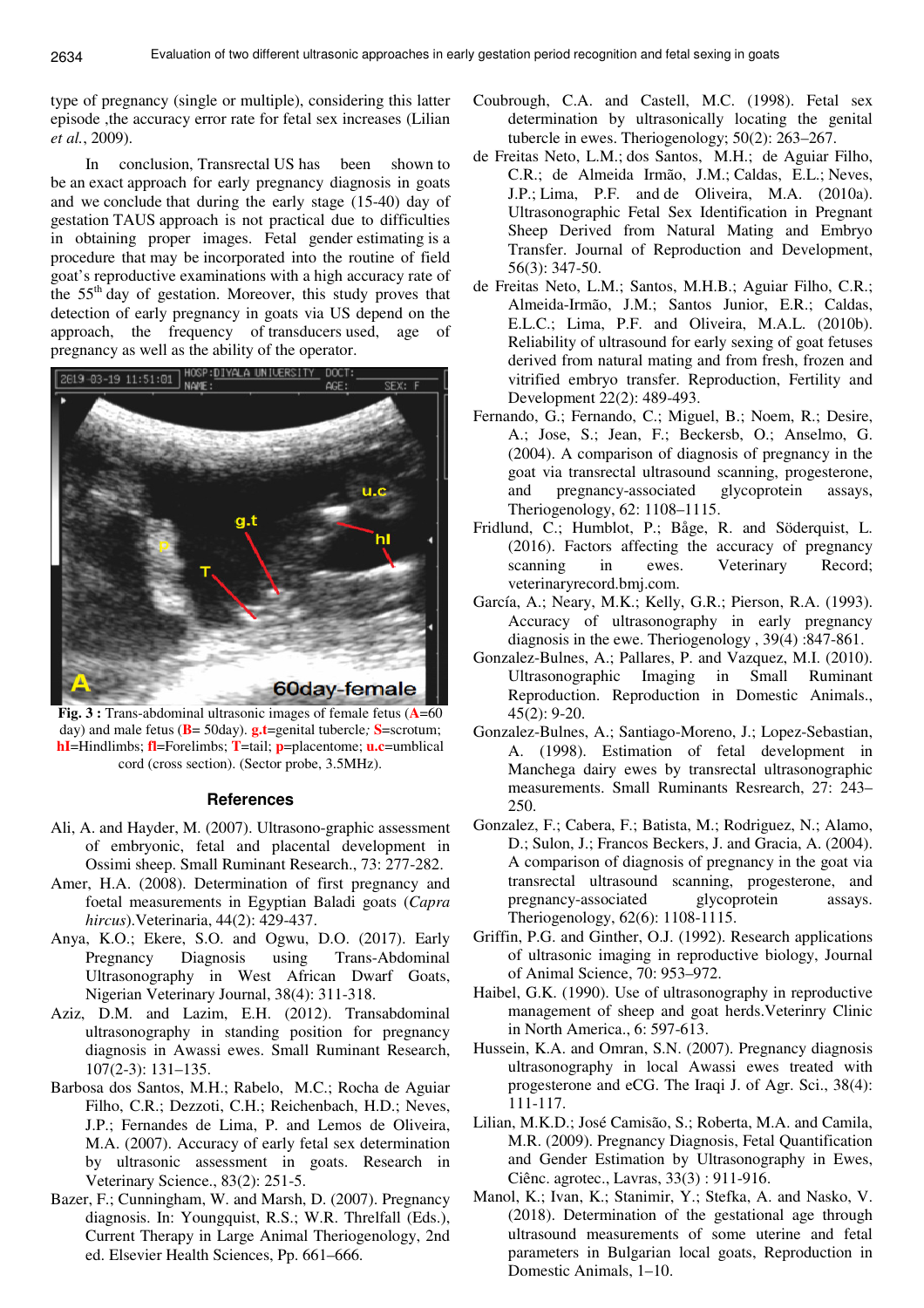type of pregnancy (single or multiple), considering this latter episode ,the accuracy error rate for fetal sex increases (Lilian *et al.*, 2009).

In conclusion, Transrectal US has been shown to be an exact approach for early pregnancy diagnosis in goats and we conclude that during the early stage (15-40) day of gestation TAUS approach is not practical due to difficulties in obtaining proper images. Fetal gender estimating is a procedure that may be incorporated into the routine of field goat's reproductive examinations with a high accuracy rate of the 55th day of gestation. Moreover, this study proves that detection of early pregnancy in goats via US depend on the approach, the frequency of transducers used, age of pregnancy as well as the ability of the operator.

**Fig. 3 :** Trans-abdominal ultrasonic images of female fetus (A=60 day) and male fetus (B= 50day). g.t=genital tubercle; S=scrotum; hI=Hindlimbs; fl=Forelimbs; T=tail; p=placentome; u.c=umblical cord (cross section). (Sector probe, 3.5MHz).

## References

Ali, A. and Hayder, M. (2007). Ultrasono-graphic assessment of embryonic, fetal and placental development in Ossimi sheep. Small Ruminant Research., 73: 277-282.

Amer, H.A. (2008). Determination of first pregnancy and foetal measurements in Egyptian Baladi goats (*Capra hircus*).Veterinaria, 44(2): 429-437.

Anya, K.O.; Ekere, S.O. and Ogwu, D.O. (2017). Early Pregnancy Diagnosis using Trans-Abdominal Ultrasonography in West African Dwarf Goats, Nigerian Veterinary Journal, 38(4): 311-318.

Aziz, D.M. and Lazim, E.H. (2012). Transabdominal ultrasonography in standing position for pregnancy diagnosis in Awassi ewes. Small Ruminant Research, 107(2-3): 131–135.

Barbosa dos Santos, M.H.; Rabelo, M.C.; Rocha de Aguiar Filho, C.R.; Dezzoti, C.H.; Reichenbach, H.D.; Neves, J.P.; Fernandes de Lima, P. and Lemos de Oliveira, M.A. (2007). Accuracy of early fetal sex determination by ultrasonic assessment in goats. Research in Veterinary Science., 83(2): 251-5.

Bazer, F.; Cunningham, W. and Marsh, D. (2007). Pregnancy diagnosis. In: Youngquist, R.S.; W.R. Threlfall (Eds.), Current Therapy in Large Animal Theriogenology, 2nd ed. Elsevier Health Sciences, Pp. 661–666.

Coubrough, C.A. and Castell, M.C. (1998). Fetal sex determination by ultrasonically locating the genital tubercle in ewes. Theriogenology; 50(2): 263–267.

de Freitas Neto, L.M.; dos Santos, M.H.; de Aguiar Filho, C.R.; de Almeida Irmão, J.M.; Caldas, E.L.; Neves, J.P.; Lima, P.F. and de Oliveira, M.A. (2010a). Ultrasonographic Fetal Sex Identification in Pregnant Sheep Derived from Natural Mating and Embryo Transfer. Journal of Reproduction and Development, 56(3): 347-50.

de Freitas Neto, L.M.; Santos, M.H.B.; Aguiar Filho, C.R.; Almeida-Irmão, J.M.; Santos Junior, E.R.; Caldas, E.L.C.; Lima, P.F. and Oliveira, M.A.L. (2010b). Reliability of ultrasound for early sexing of goat fetuses derived from natural mating and from fresh, frozen and vitrified embryo transfer. Reproduction, Fertility and Development 22(2): 489-493.

Fernando, G.; Fernando, C.; Miguel, B.; Noem, R.; Desire, A.; Jose, S.; Jean, F.; Beckersb, O.; Anselmo, G. (2004). A comparison of diagnosis of pregnancy in the goat via transrectal ultrasound scanning, progesterone, and pregnancy-associated glycoprotein assays, Theriogenology, 62: 1108–1115.

Fridlund, C.; Humblot, P.; Båge, R. and Söderquist, L. (2016). Factors affecting the accuracy of pregnancy scanning in ewes. Veterinary Record; veterinaryrecord.bmj.com.

García, A.; Neary, M.K.; Kelly, G.R.; Pierson, R.A. (1993). Accuracy of ultrasonography in early pregnancy diagnosis in the ewe. Theriogenology , 39(4) :847-861.

Gonzalez-Bulnes, A.; Pallares, P. and Vazquez, M.I. (2010). Ultrasonographic Imaging in Small Ruminant Reproduction. Reproduction in Domestic Animals., 45(2): 9-20.

Gonzalez-Bulnes, A.; Santiago-Moreno, J.; Lopez-Sebastian, A. (1998). Estimation of fetal development in Manchega dairy ewes by transrectal ultrasonographic measurements. Small Ruminants Resrearch, 27: 243–250.

Gonzalez, F.; Cabera, F.; Batista, M.; Rodriguez, N.; Alamo, D.; Sulon, J.; Francos Beckers, J. and Gracia, A. (2004). A comparison of diagnosis of pregnancy in the goat via transrectal ultrasound scanning, progesterone, and pregnancy-associated glycoprotein assays. Theriogenology, 62(6): 1108-1115.

Griffin, P.G. and Ginther, O.J. (1992). Research applications of ultrasonic imaging in reproductive biology, Journal of Animal Science, 70: 953–972.

Haibel, G.K. (1990). Use of ultrasonography in reproductive management of sheep and goat herds.Veterinry Clinic in North America., 6: 597-613.

Hussein, K.A. and Omran, S.N. (2007). Pregnancy diagnosis ultrasonography in local Awassi ewes treated with progesterone and eCG. The Iraqi J. of Agr. Sci., 38(4): 111-117.

Lilian, M.K.D.; José Camisão, S.; Roberta, M.A. and Camila, M.R. (2009). Pregnancy Diagnosis, Fetal Quantification and Gender Estimation by Ultrasonography in Ewes, Ciênc. agrotec., Lavras, 33(3) : 911-916.

Manol, K.; Ivan, K.; Stanimir, Y.; Stefka, A. and Nasko, V. (2018). Determination of the gestational age through ultrasound measurements of some uterine and fetal parameters in Bulgarian local goats, Reproduction in Domestic Animals, 1–10.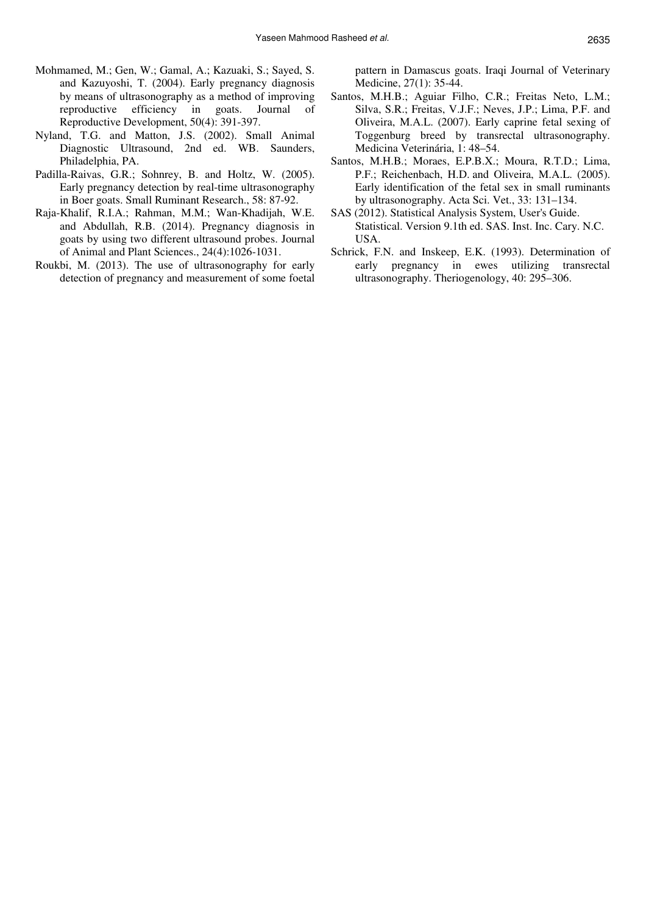Mohmamed, M.; Gen, W.; Gamal, A.; Kazuaki, S.; Sayed, S. and Kazuyoshi, T. (2004). Early pregnancy diagnosis by means of ultrasonography as a method of improving reproductive efficiency in goats. Journal of Reproductive Development, 50(4): 391-397.

Nyland, T.G. and Matton, J.S. (2002). Small Animal Diagnostic Ultrasound, 2nd ed. WB. Saunders, Philadelphia, PA.

Padilla-Raivas, G.R.; Sohnrey, B. and Holtz, W. (2005). Early pregnancy detection by real-time ultrasonography in Boer goats. Small Ruminant Research., 58: 87-92.

Raja-Khalif, R.I.A.; Rahman, M.M.; Wan-Khadijah, W.E. and Abdullah, R.B. (2014). Pregnancy diagnosis in goats by using two different ultrasound probes. Journal of Animal and Plant Sciences., 24(4):1026-1031.

Roukbi, M. (2013). The use of ultrasonography for early detection of pregnancy and measurement of some foetal pattern in Damascus goats. Iraqi Journal of Veterinary Medicine, 27(1): 35-44.

Santos, M.H.B.; Aguiar Filho, C.R.; Freitas Neto, L.M.; Silva, S.R.; Freitas, V.J.F.; Neves, J.P.; Lima, P.F. and Oliveira, M.A.L. (2007). Early caprine fetal sexing of Toggenburg breed by transrectal ultrasonography. Medicina Veterinária, 1: 48–54.

Santos, M.H.B.; Moraes, E.P.B.X.; Moura, R.T.D.; Lima, P.F.; Reichenbach, H.D. and Oliveira, M.A.L. (2005). Early identification of the fetal sex in small ruminants by ultrasonography. Acta Sci. Vet., 33: 131–134.

SAS (2012). Statistical Analysis System, User's Guide. Statistical. Version 9.1th ed. SAS. Inst. Inc. Cary. N.C. USA.

Schrick, F.N. and Inskeep, E.K. (1993). Determination of early pregnancy in ewes utilizing transrectal ultrasonography. Theriogenology, 40: 295–306.